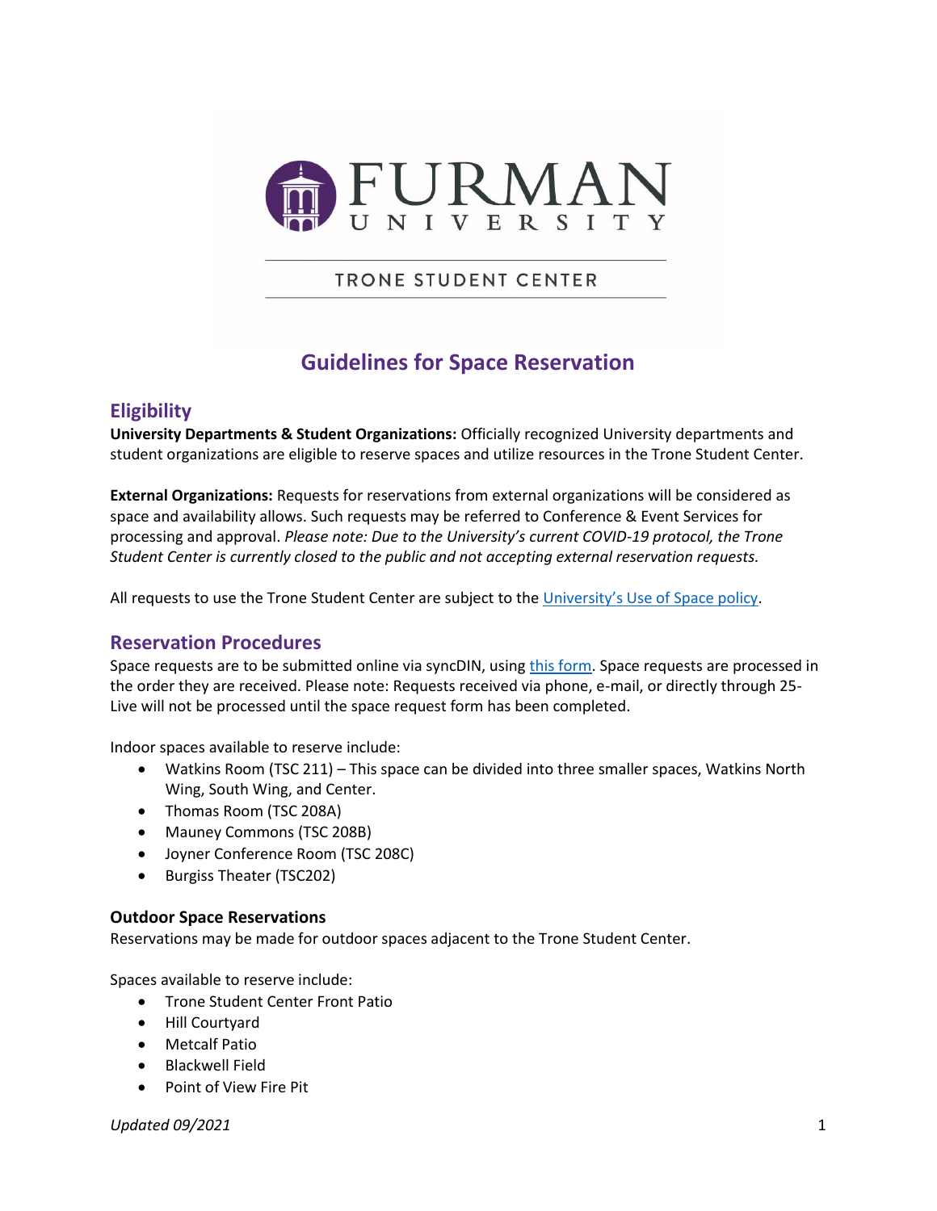FURMAN UNIVERSITY

TRONE STUDENT CENTER

# Guidelines for Space Reservation

## Eligibility

**University Departments & Student Organizations:** Officially recognized University departments and student organizations are eligible to reserve spaces and utilize resources in the Trone Student Center.

**External Organizations:** Requests for reservations from external organizations will be considered as space and availability allows. Such requests may be referred to Conference & Event Services for processing and approval. *Please note: Due to the University's current COVID-19 protocol, the Trone Student Center is currently closed to the public and not accepting external reservation requests.*

All requests to use the Trone Student Center are subject to the University's Use of Space policy.

## Reservation Procedures

Space requests are to be submitted online via syncDIN, using this form. Space requests are processed in the order they are received. Please note: Requests received via phone, e-mail, or directly through 25-Live will not be processed until the space request form has been completed.

Indoor spaces available to reserve include:

- Watkins Room (TSC 211) – This space can be divided into three smaller spaces, Watkins North Wing, South Wing, and Center.
- Thomas Room (TSC 208A)
- Mauney Commons (TSC 208B)
- Joyner Conference Room (TSC 208C)
- Burgiss Theater (TSC202)

### Outdoor Space Reservations

Reservations may be made for outdoor spaces adjacent to the Trone Student Center.

Spaces available to reserve include:

- Trone Student Center Front Patio
- Hill Courtyard
- Metcalf Patio
- Blackwell Field
- Point of View Fire Pit

*Updated 09/2021*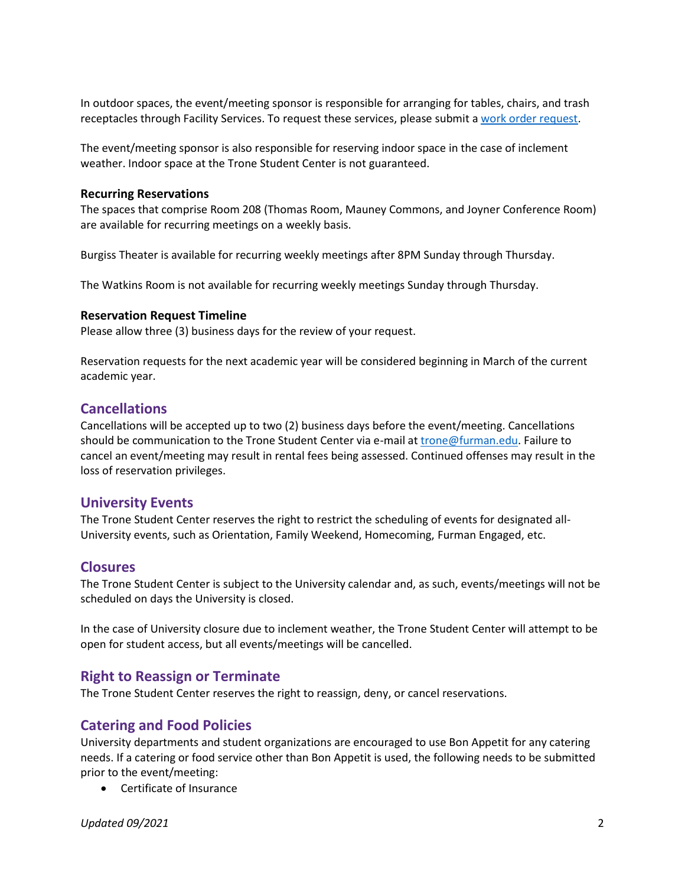In outdoor spaces, the event/meeting sponsor is responsible for arranging for tables, chairs, and trash receptacles through Facility Services. To request these services, please submit a [work order request](#).

The event/meeting sponsor is also responsible for reserving indoor space in the case of inclement weather. Indoor space at the Trone Student Center is not guaranteed.

**Recurring Reservations**

The spaces that comprise Room 208 (Thomas Room, Mauney Commons, and Joyner Conference Room) are available for recurring meetings on a weekly basis.

Burgiss Theater is available for recurring weekly meetings after 8PM Sunday through Thursday.

The Watkins Room is not available for recurring weekly meetings Sunday through Thursday.

**Reservation Request Timeline**

Please allow three (3) business days for the review of your request.

Reservation requests for the next academic year will be considered beginning in March of the current academic year.

## Cancellations

Cancellations will be accepted up to two (2) business days before the event/meeting. Cancellations should be communication to the Trone Student Center via e-mail at [trone@furman.edu](mailto:trone@furman.edu). Failure to cancel an event/meeting may result in rental fees being assessed. Continued offenses may result in the loss of reservation privileges.

## University Events

The Trone Student Center reserves the right to restrict the scheduling of events for designated all-University events, such as Orientation, Family Weekend, Homecoming, Furman Engaged, etc.

## Closures

The Trone Student Center is subject to the University calendar and, as such, events/meetings will not be scheduled on days the University is closed.

In the case of University closure due to inclement weather, the Trone Student Center will attempt to be open for student access, but all events/meetings will be cancelled.

## Right to Reassign or Terminate

The Trone Student Center reserves the right to reassign, deny, or cancel reservations.

## Catering and Food Policies

University departments and student organizations are encouraged to use Bon Appetit for any catering needs. If a catering or food service other than Bon Appetit is used, the following needs to be submitted prior to the event/meeting:

- Certificate of Insurance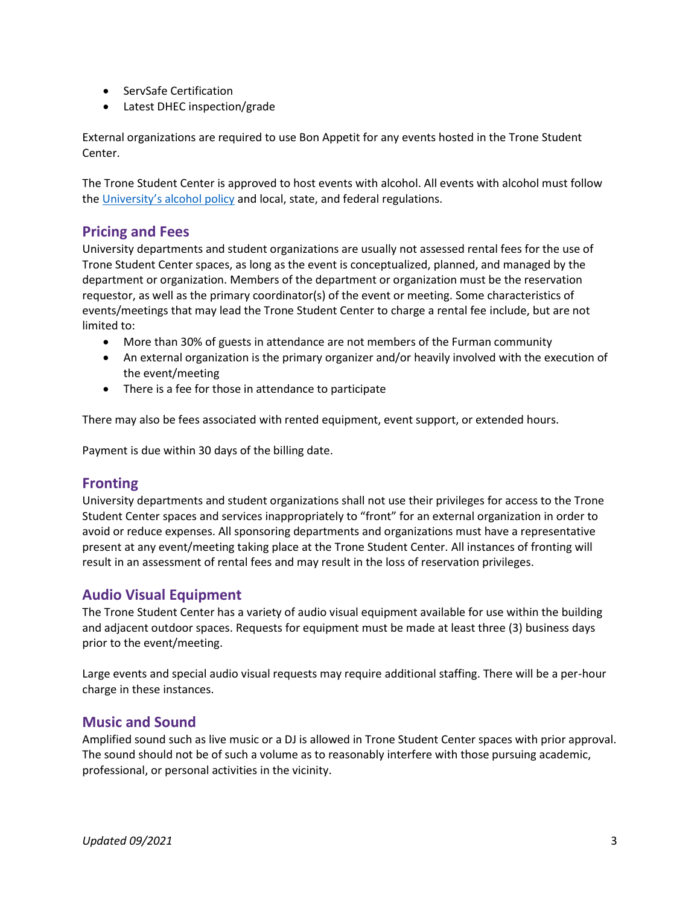- ServSafe Certification
- Latest DHEC inspection/grade

External organizations are required to use Bon Appetit for any events hosted in the Trone Student Center.

The Trone Student Center is approved to host events with alcohol. All events with alcohol must follow the [University's alcohol policy](#) and local, state, and federal regulations.

## Pricing and Fees

University departments and student organizations are usually not assessed rental fees for the use of Trone Student Center spaces, as long as the event is conceptualized, planned, and managed by the department or organization. Members of the department or organization must be the reservation requestor, as well as the primary coordinator(s) of the event or meeting. Some characteristics of events/meetings that may lead the Trone Student Center to charge a rental fee include, but are not limited to:

- More than 30% of guests in attendance are not members of the Furman community
- An external organization is the primary organizer and/or heavily involved with the execution of the event/meeting
- There is a fee for those in attendance to participate

There may also be fees associated with rented equipment, event support, or extended hours.

Payment is due within 30 days of the billing date.

## Fronting

University departments and student organizations shall not use their privileges for access to the Trone Student Center spaces and services inappropriately to "front" for an external organization in order to avoid or reduce expenses. All sponsoring departments and organizations must have a representative present at any event/meeting taking place at the Trone Student Center. All instances of fronting will result in an assessment of rental fees and may result in the loss of reservation privileges.

## Audio Visual Equipment

The Trone Student Center has a variety of audio visual equipment available for use within the building and adjacent outdoor spaces. Requests for equipment must be made at least three (3) business days prior to the event/meeting.

Large events and special audio visual requests may require additional staffing. There will be a per-hour charge in these instances.

## Music and Sound

Amplified sound such as live music or a DJ is allowed in Trone Student Center spaces with prior approval. The sound should not be of such a volume as to reasonably interfere with those pursuing academic, professional, or personal activities in the vicinity.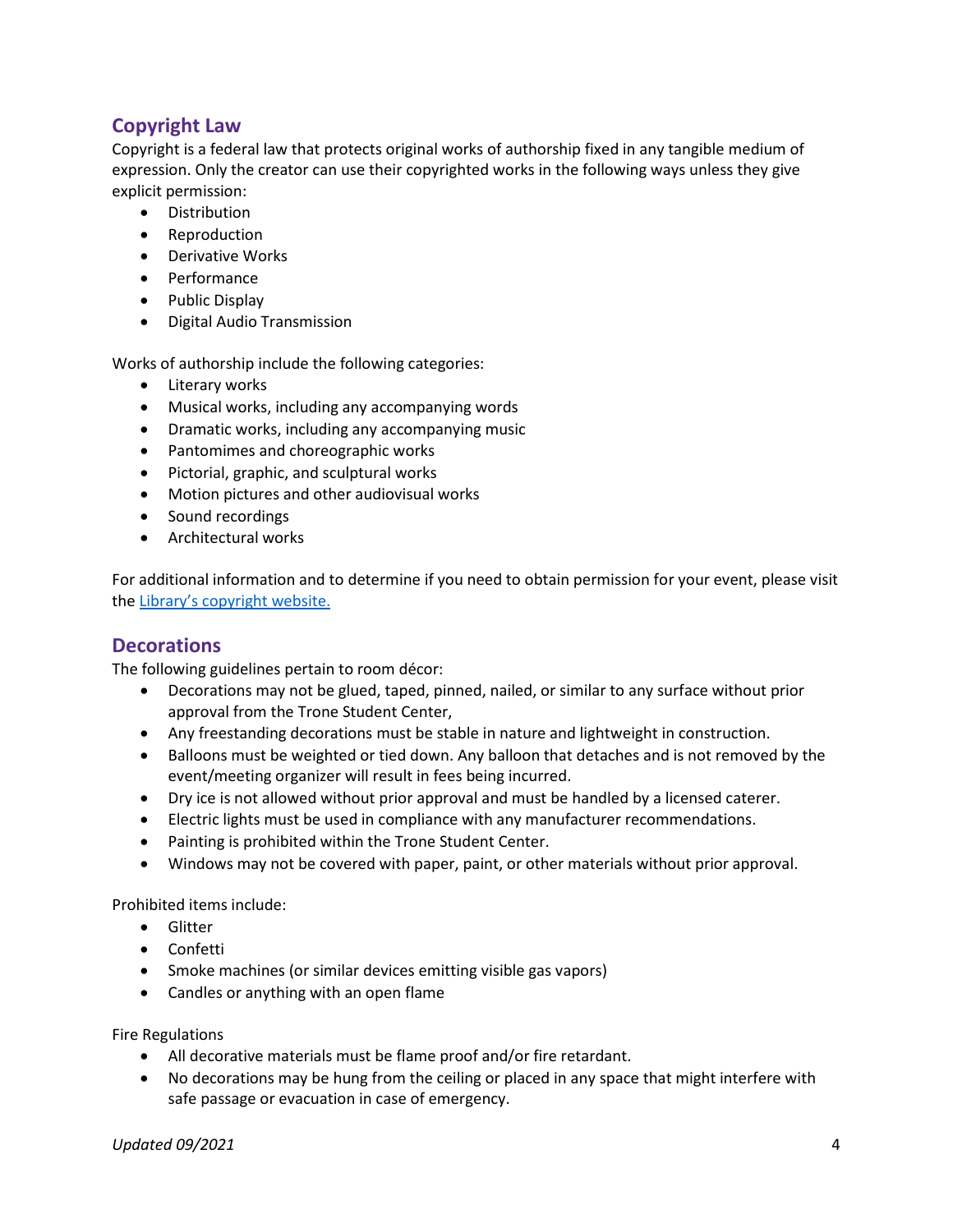## Copyright Law

Copyright is a federal law that protects original works of authorship fixed in any tangible medium of expression. Only the creator can use their copyrighted works in the following ways unless they give explicit permission:

- Distribution
- Reproduction
- Derivative Works
- Performance
- Public Display
- Digital Audio Transmission

Works of authorship include the following categories:

- Literary works
- Musical works, including any accompanying words
- Dramatic works, including any accompanying music
- Pantomimes and choreographic works
- Pictorial, graphic, and sculptural works
- Motion pictures and other audiovisual works
- Sound recordings
- Architectural works

For additional information and to determine if you need to obtain permission for your event, please visit the Library's copyright website.

## Decorations

The following guidelines pertain to room décor:

- Decorations may not be glued, taped, pinned, nailed, or similar to any surface without prior approval from the Trone Student Center,
- Any freestanding decorations must be stable in nature and lightweight in construction.
- Balloons must be weighted or tied down. Any balloon that detaches and is not removed by the event/meeting organizer will result in fees being incurred.
- Dry ice is not allowed without prior approval and must be handled by a licensed caterer.
- Electric lights must be used in compliance with any manufacturer recommendations.
- Painting is prohibited within the Trone Student Center.
- Windows may not be covered with paper, paint, or other materials without prior approval.

Prohibited items include:

- Glitter
- Confetti
- Smoke machines (or similar devices emitting visible gas vapors)
- Candles or anything with an open flame

Fire Regulations

- All decorative materials must be flame proof and/or fire retardant.
- No decorations may be hung from the ceiling or placed in any space that might interfere with safe passage or evacuation in case of emergency.

*Updated 09/2021*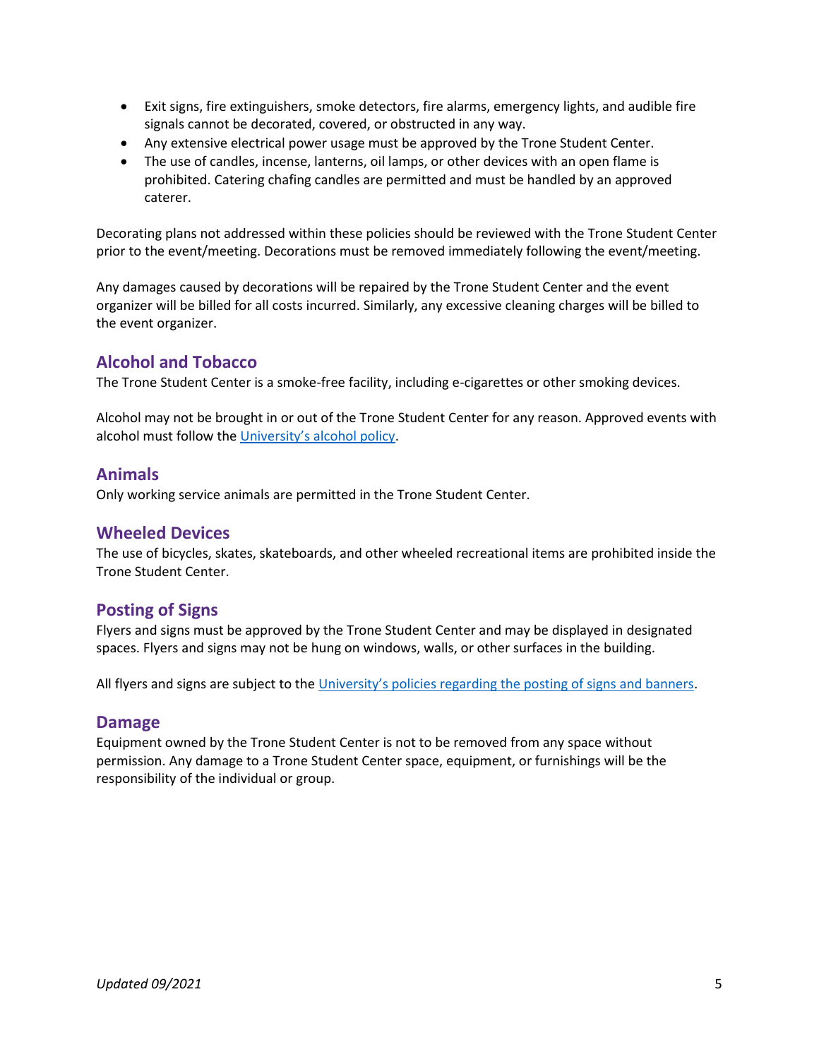- Exit signs, fire extinguishers, smoke detectors, fire alarms, emergency lights, and audible fire signals cannot be decorated, covered, or obstructed in any way.
- Any extensive electrical power usage must be approved by the Trone Student Center.
- The use of candles, incense, lanterns, oil lamps, or other devices with an open flame is prohibited. Catering chafing candles are permitted and must be handled by an approved caterer.

Decorating plans not addressed within these policies should be reviewed with the Trone Student Center prior to the event/meeting. Decorations must be removed immediately following the event/meeting.

Any damages caused by decorations will be repaired by the Trone Student Center and the event organizer will be billed for all costs incurred. Similarly, any excessive cleaning charges will be billed to the event organizer.

## Alcohol and Tobacco

The Trone Student Center is a smoke-free facility, including e-cigarettes or other smoking devices.

Alcohol may not be brought in or out of the Trone Student Center for any reason. Approved events with alcohol must follow the University's alcohol policy.

## Animals

Only working service animals are permitted in the Trone Student Center.

## Wheeled Devices

The use of bicycles, skates, skateboards, and other wheeled recreational items are prohibited inside the Trone Student Center.

## Posting of Signs

Flyers and signs must be approved by the Trone Student Center and may be displayed in designated spaces. Flyers and signs may not be hung on windows, walls, or other surfaces in the building.

All flyers and signs are subject to the University's policies regarding the posting of signs and banners.

## Damage

Equipment owned by the Trone Student Center is not to be removed from any space without permission. Any damage to a Trone Student Center space, equipment, or furnishings will be the responsibility of the individual or group.